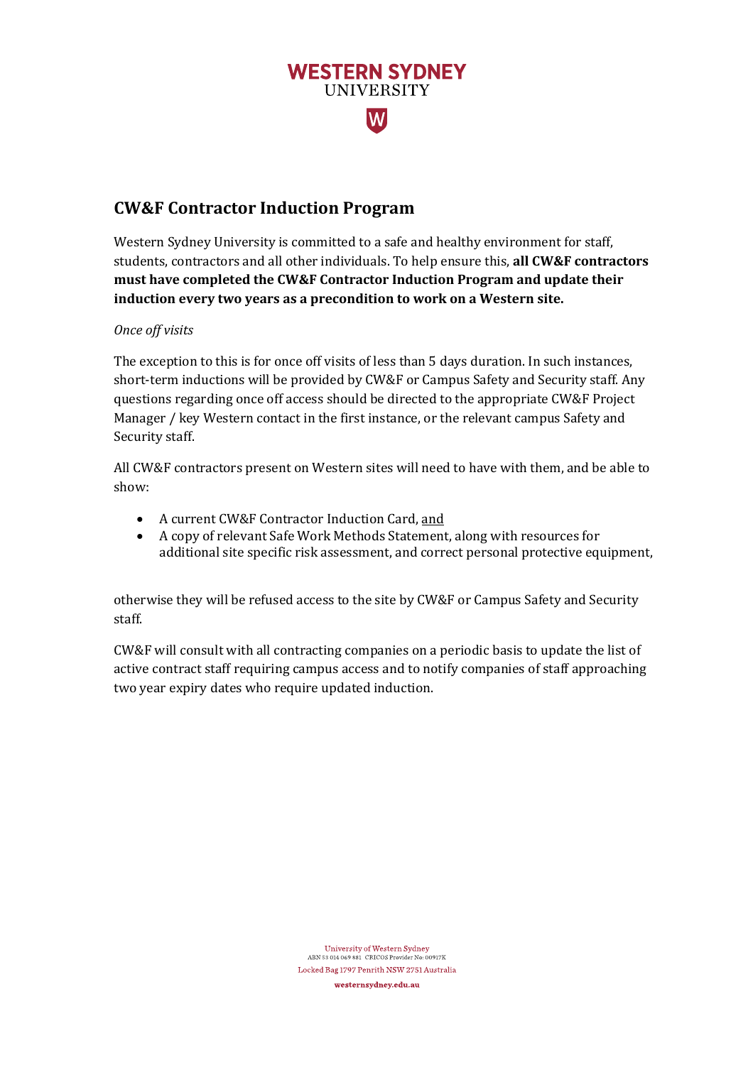# CW&F Contractor Induction Program

Western Sydney University is committed to a safe and healthy environment for staff, students, contractors and all other individuals. To help ensure this, **all CW&F contractors must have completed the CW&F Contractor Induction Program and update their induction every two years as a precondition to work on a Western site.**

*Once off visits*

The exception to this is for once off visits of less than 5 days duration. In such instances, short-term inductions will be provided by CW&F or Campus Safety and Security staff. Any questions regarding once off access should be directed to the appropriate CW&F Project Manager / key Western contact in the first instance, or the relevant campus Safety and Security staff.

All CW&F contractors present on Western sites will need to have with them, and be able to show:

- A current CW&F Contractor Induction Card, and
- A copy of relevant Safe Work Methods Statement, along with resources for additional site specific risk assessment, and correct personal protective equipment,

otherwise they will be refused access to the site by CW&F or Campus Safety and Security staff.

CW&F will consult with all contracting companies on a periodic basis to update the list of active contract staff requiring campus access and to notify companies of staff approaching two year expiry dates who require updated induction.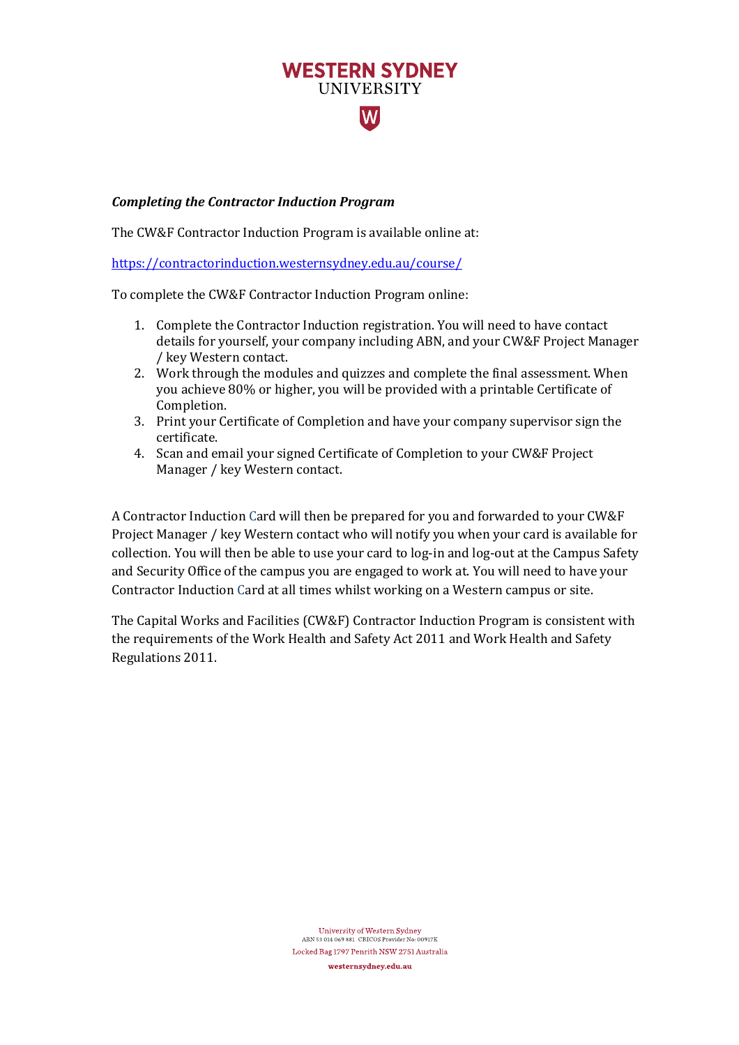***Completing the Contractor Induction Program***

The CW&F Contractor Induction Program is available online at:

[https://contractorinduction.westernsydney.edu.au/course/](https://contractorinduction.westernsydney.edu.au/course/)

To complete the CW&F Contractor Induction Program online:

1. Complete the Contractor Induction registration. You will need to have contact details for yourself, your company including ABN, and your CW&F Project Manager / key Western contact.
2. Work through the modules and quizzes and complete the final assessment. When you achieve 80% or higher, you will be provided with a printable Certificate of Completion.
3. Print your Certificate of Completion and have your company supervisor sign the certificate.
4. Scan and email your signed Certificate of Completion to your CW&F Project Manager / key Western contact.

A Contractor Induction Card will then be prepared for you and forwarded to your CW&F Project Manager / key Western contact who will notify you when your card is available for collection. You will then be able to use your card to log-in and log-out at the Campus Safety and Security Office of the campus you are engaged to work at. You will need to have your Contractor Induction Card at all times whilst working on a Western campus or site.

The Capital Works and Facilities (CW&F) Contractor Induction Program is consistent with the requirements of the Work Health and Safety Act 2011 and Work Health and Safety Regulations 2011.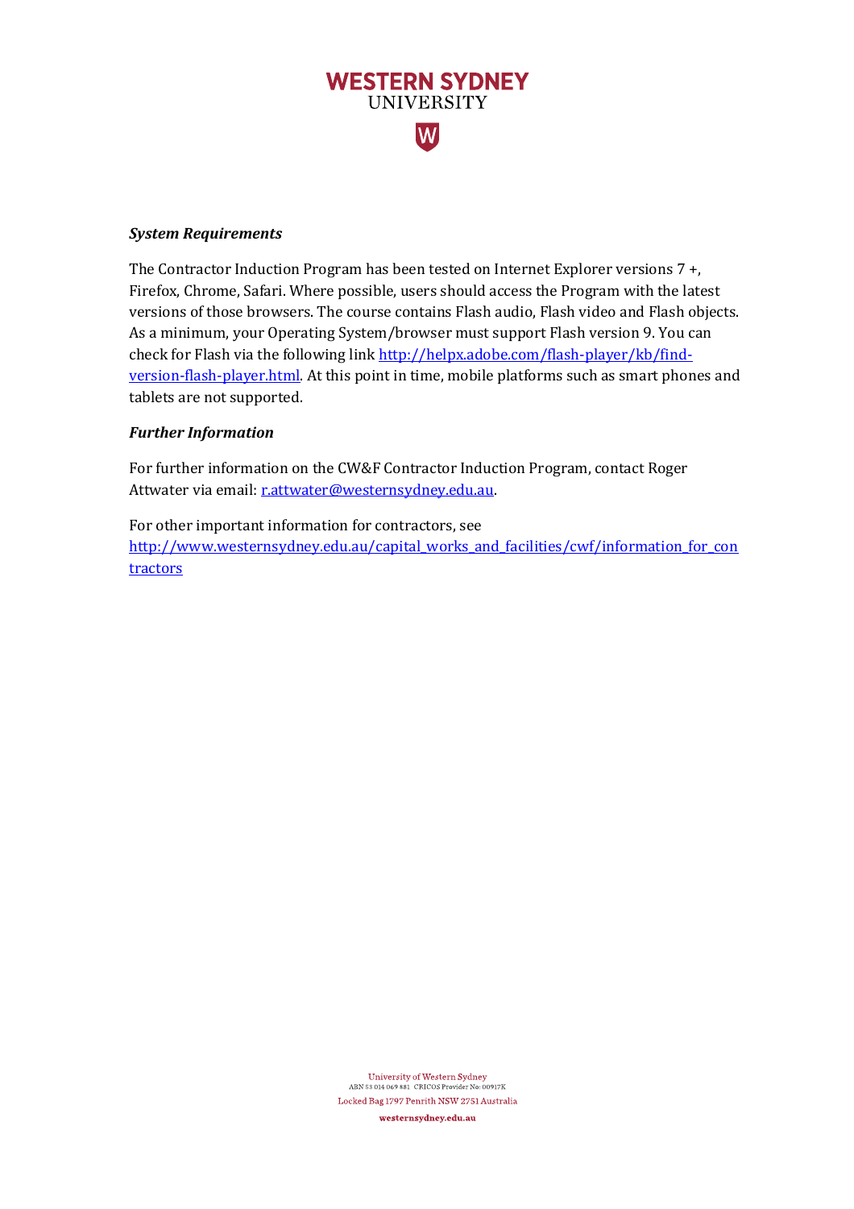### *System Requirements*

The Contractor Induction Program has been tested on Internet Explorer versions 7 +, Firefox, Chrome, Safari. Where possible, users should access the Program with the latest versions of those browsers. The course contains Flash audio, Flash video and Flash objects. As a minimum, your Operating System/browser must support Flash version 9. You can check for Flash via the following link http://helpx.adobe.com/flash-player/kb/find-version-flash-player.html. At this point in time, mobile platforms such as smart phones and tablets are not supported.

### *Further Information*

For further information on the CW&F Contractor Induction Program, contact Roger Attwater via email: r.attwater@westernsydney.edu.au.

For other important information for contractors, see http://www.westernsydney.edu.au/capital_works_and_facilities/cwf/information_for_contractors